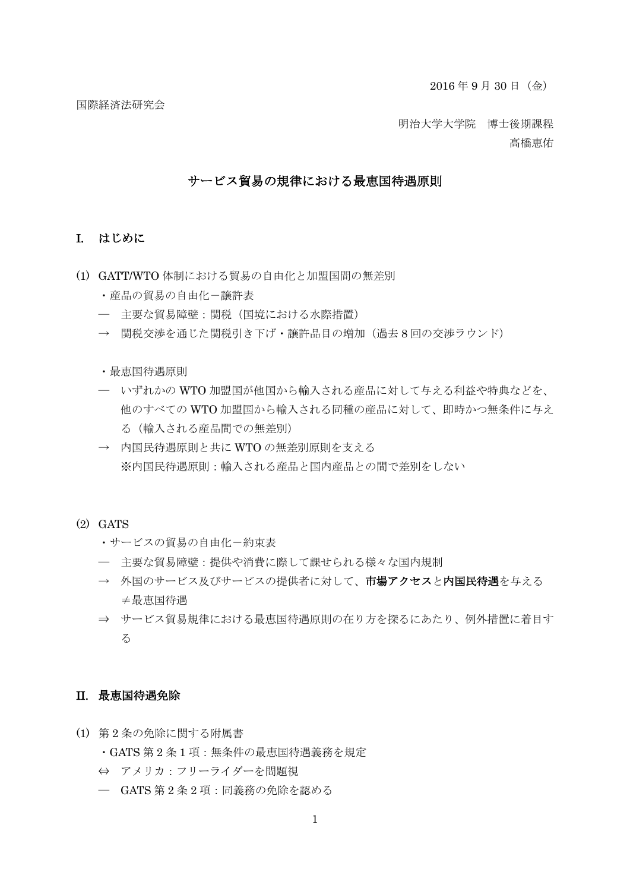2016 年 9 月 30 日（金）

国際経済法研究会

明治大学大学院　博士後期課程

高橋恵佑

# サービス貿易の規律における最恵国待遇原則

## I. はじめに

(1) GATT/WTO 体制における貿易の自由化と加盟国間の無差別

・産品の貿易の自由化－譲許表

― 主要な貿易障壁：関税（国境における水際措置）

→ 関税交渉を通じた関税引き下げ・譲許品目の増加（過去 8 回の交渉ラウンド）

・最恵国待遇原則

― いずれかの WTO 加盟国が他国から輸入される産品に対して与える利益や特典などを、他のすべての WTO 加盟国から輸入される同種の産品に対して、即時かつ無条件に与える（輸入される産品間での無差別）

→ 内国民待遇原則と共に WTO の無差別原則を支える

※内国民待遇原則：輸入される産品と国内産品との間で差別をしない

(2) GATS

・サービスの貿易の自由化－約束表

― 主要な貿易障壁：提供や消費に際して課せられる様々な国内規制

→ 外国のサービス及びサービスの提供者に対して、**市場アクセス**と**内国民待遇**を与える ≠最恵国待遇

⇒ サービス貿易規律における最恵国待遇原則の在り方を探るにあたり、例外措置に着目する

## II. 最恵国待遇免除

(1) 第 2 条の免除に関する附属書

・GATS 第 2 条 1 項：無条件の最恵国待遇義務を規定

⇔ アメリカ：フリーライダーを問題視

― GATS 第 2 条 2 項：同義務の免除を認める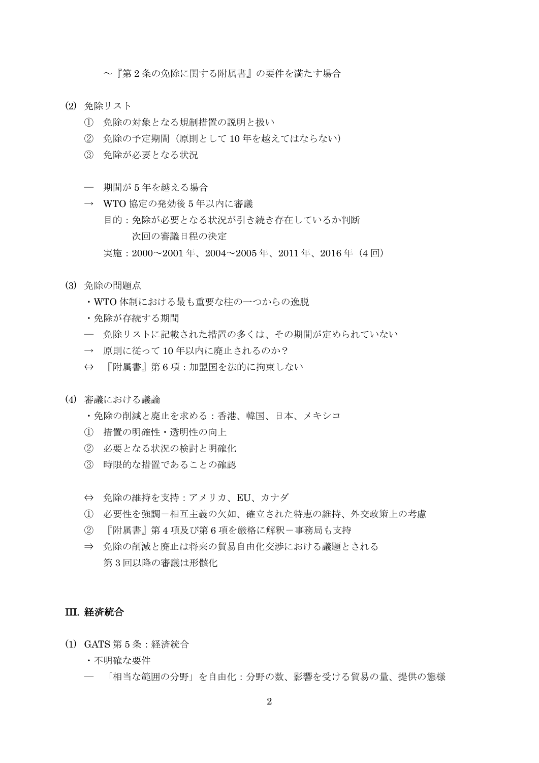〜『第 2 条の免除に関する附属書』の要件を満たす場合

(2) 免除リスト

① 免除の対象となる規制措置の説明と扱い

② 免除の予定期間（原則として 10 年を越えてはならない）

③ 免除が必要となる状況

— 期間が 5 年を越える場合

→ WTO 協定の発効後 5 年以内に審議

目的：免除が必要となる状況が引き続き存在しているか判断

次回の審議日程の決定

実施：2000〜2001 年、2004〜2005 年、2011 年、2016 年（4 回）

(3) 免除の問題点

・WTO 体制における最も重要な柱の一つからの逸脱

・免除が存続する期間

— 免除リストに記載された措置の多くは、その期間が定められていない

→ 原則に従って 10 年以内に廃止されるのか?

⇔ 『附属書』第 6 項：加盟国を法的に拘束しない

(4) 審議における議論

・免除の削減と廃止を求める：香港、韓国、日本、メキシコ

① 措置の明確性・透明性の向上

② 必要となる状況の検討と明確化

③ 時限的な措置であることの確認

⇔ 免除の維持を支持：アメリカ、EU、カナダ

① 必要性を強調－相互主義の欠如、確立された特恵の維持、外交政策上の考慮

② 『附属書』第 4 項及び第 6 項を厳格に解釈－事務局も支持

⇒ 免除の削減と廃止は将来の貿易自由化交渉における議題とされる

第 3 回以降の審議は形骸化

## III. 経済統合

(1) GATS 第 5 条：経済統合

・不明確な要件

— 「相当な範囲の分野」を自由化：分野の数、影響を受ける貿易の量、提供の態様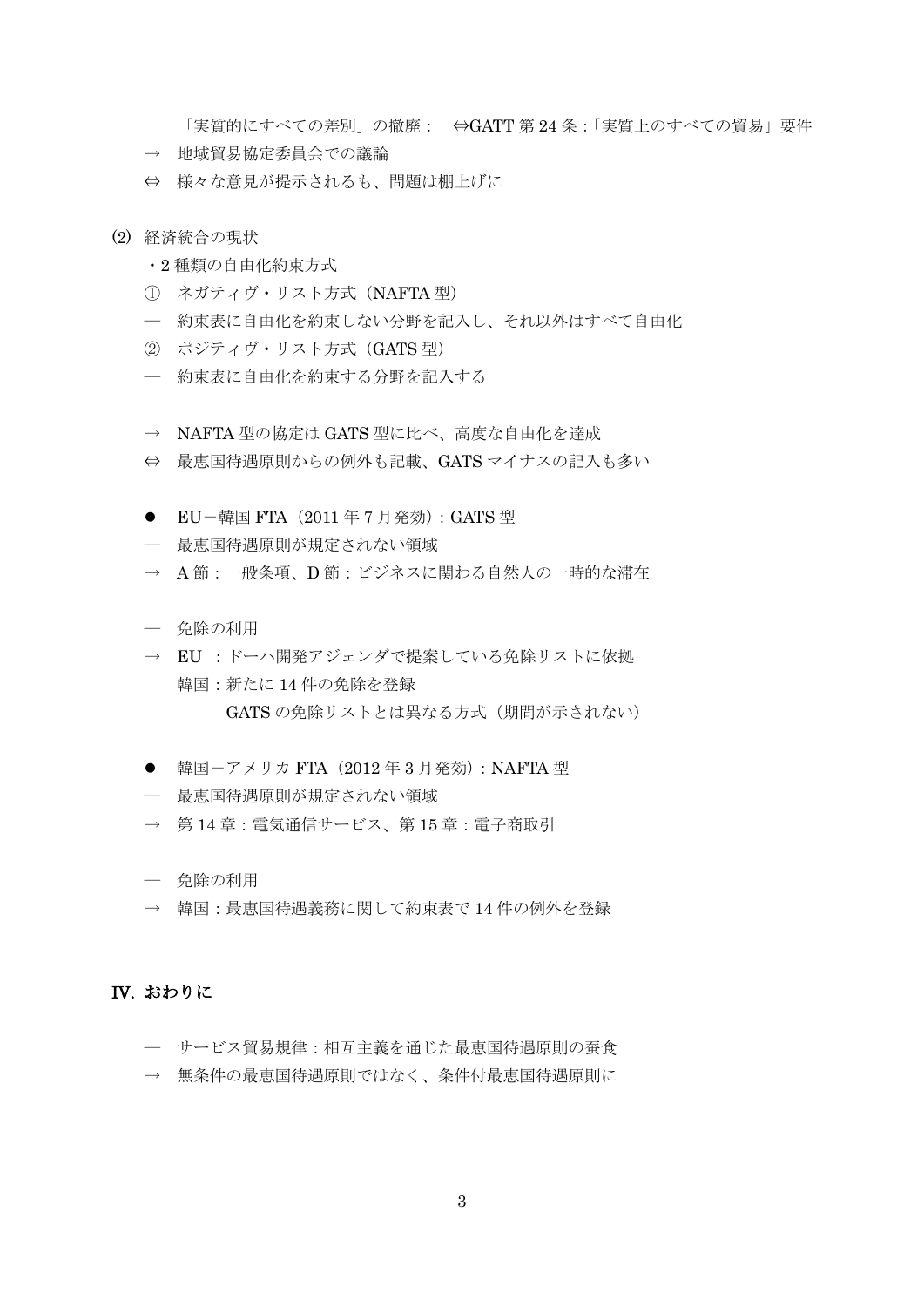「実質的にすべての差別」の撤廃：　⇔GATT 第 24 条 :「実質上のすべての貿易」要件

→　地域貿易協定委員会での議論

⇔　様々な意見が提示されるも、問題は棚上げに

(2)　経済統合の現状

・2 種類の自由化約束方式

①　ネガティヴ・リスト方式（NAFTA 型）

―　約束表に自由化を約束しない分野を記入し、それ以外はすべて自由化

②　ポジティヴ・リスト方式（GATS 型）

―　約束表に自由化を約束する分野を記入する

→　NAFTA 型の協定は GATS 型に比べ、高度な自由化を達成

⇔　最恵国待遇原則からの例外も記載、GATS マイナスの記入も多い

- EU－韓国 FTA（2011 年 7 月発効）: GATS 型

―　最恵国待遇原則が規定されない領域

→　A 節 : 一般条項、D 節 : ビジネスに関わる自然人の一時的な滞在

―　免除の利用

→　EU　: ドーハ開発アジェンダで提案している免除リストに依拠
　　韓国 : 新たに 14 件の免除を登録
　　　　　GATS の免除リストとは異なる方式（期間が示されない）

- 韓国－アメリカ FTA（2012 年 3 月発効）: NAFTA 型

―　最恵国待遇原則が規定されない領域

→　第 14 章 : 電気通信サービス、第 15 章 : 電子商取引

―　免除の利用

→　韓国 : 最恵国待遇義務に関して約束表で 14 件の例外を登録

## IV. おわりに

―　サービス貿易規律 : 相互主義を通じた最恵国待遇原則の蚕食

→　無条件の最恵国待遇原則ではなく、条件付最恵国待遇原則に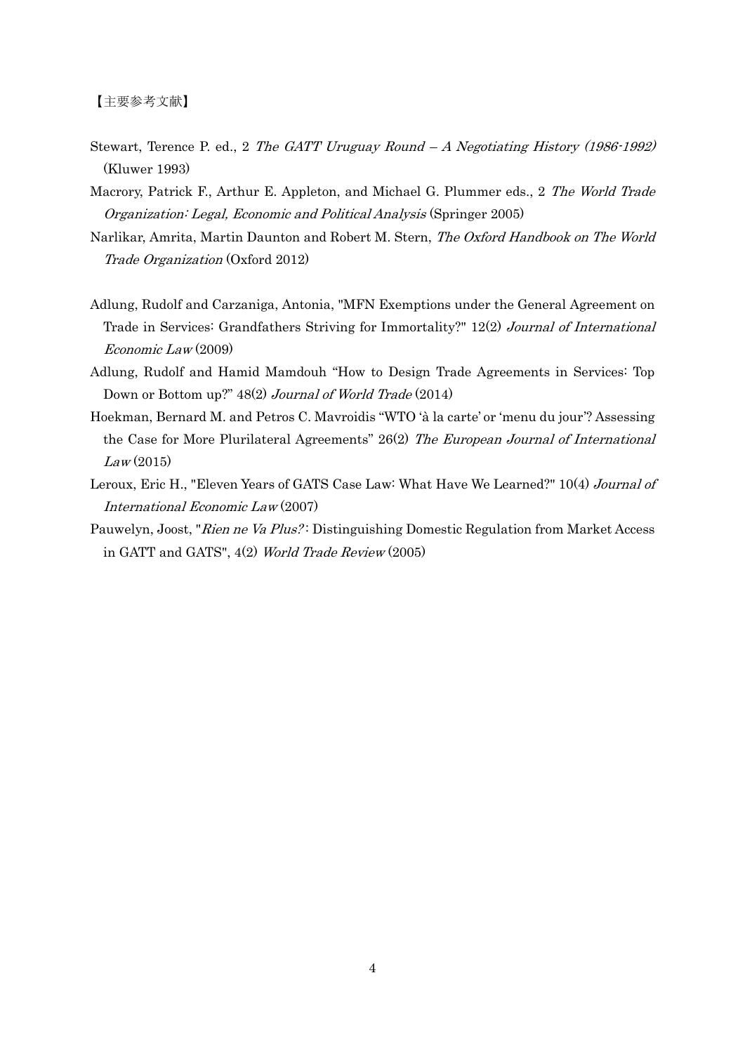【主要参考文献】

Stewart, Terence P. ed., 2 *The GATT Uruguay Round – A Negotiating History (1986-1992)* (Kluwer 1993)

Macrory, Patrick F., Arthur E. Appleton, and Michael G. Plummer eds., 2 *The World Trade Organization: Legal, Economic and Political Analysis* (Springer 2005)

Narlikar, Amrita, Martin Daunton and Robert M. Stern, *The Oxford Handbook on The World Trade Organization* (Oxford 2012)

Adlung, Rudolf and Carzaniga, Antonia, "MFN Exemptions under the General Agreement on Trade in Services: Grandfathers Striving for Immortality?" 12(2) *Journal of International Economic Law* (2009)

Adlung, Rudolf and Hamid Mamdouh "How to Design Trade Agreements in Services: Top Down or Bottom up?" 48(2) *Journal of World Trade* (2014)

Hoekman, Bernard M. and Petros C. Mavroidis "WTO 'à la carte' or 'menu du jour'? Assessing the Case for More Plurilateral Agreements" 26(2) *The European Journal of International Law* (2015)

Leroux, Eric H., "Eleven Years of GATS Case Law: What Have We Learned?" 10(4) *Journal of International Economic Law* (2007)

Pauwelyn, Joost, "*Rien ne Va Plus?*: Distinguishing Domestic Regulation from Market Access in GATT and GATS", 4(2) *World Trade Review* (2005)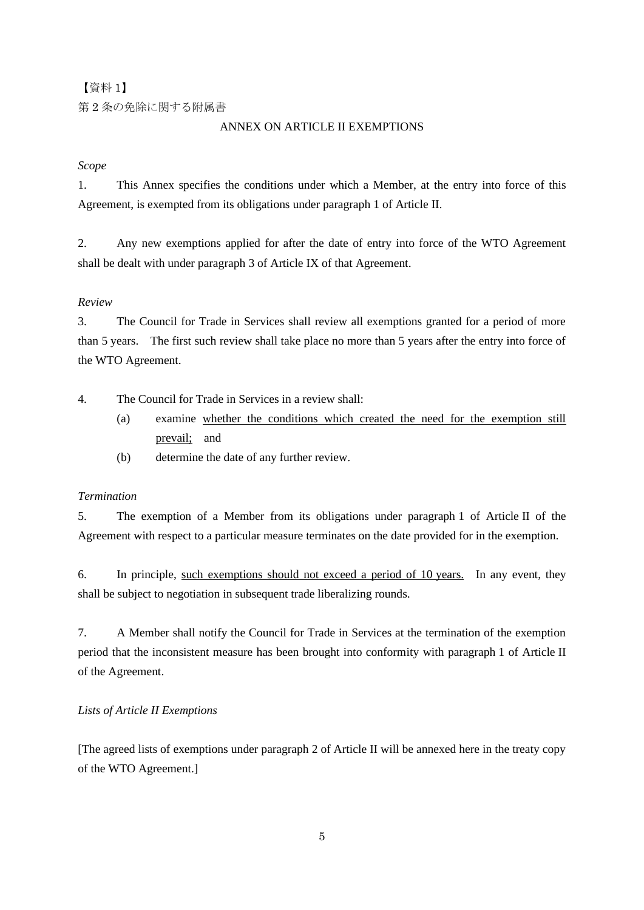【資料 1】

第 2 条の免除に関する附属書

## ANNEX ON ARTICLE II EXEMPTIONS

*Scope*

1. This Annex specifies the conditions under which a Member, at the entry into force of this Agreement, is exempted from its obligations under paragraph 1 of Article II.

2. Any new exemptions applied for after the date of entry into force of the WTO Agreement shall be dealt with under paragraph 3 of Article IX of that Agreement.

*Review*

3. The Council for Trade in Services shall review all exemptions granted for a period of more than 5 years. The first such review shall take place no more than 5 years after the entry into force of the WTO Agreement.

4. The Council for Trade in Services in a review shall:

   (a) examine <u>whether the conditions which created the need for the exemption still prevail;</u> and

   (b) determine the date of any further review.

*Termination*

5. The exemption of a Member from its obligations under paragraph 1 of Article II of the Agreement with respect to a particular measure terminates on the date provided for in the exemption.

6. In principle, <u>such exemptions should not exceed a period of 10 years.</u> In any event, they shall be subject to negotiation in subsequent trade liberalizing rounds.

7. A Member shall notify the Council for Trade in Services at the termination of the exemption period that the inconsistent measure has been brought into conformity with paragraph 1 of Article II of the Agreement.

*Lists of Article II Exemptions*

[The agreed lists of exemptions under paragraph 2 of Article II will be annexed here in the treaty copy of the WTO Agreement.]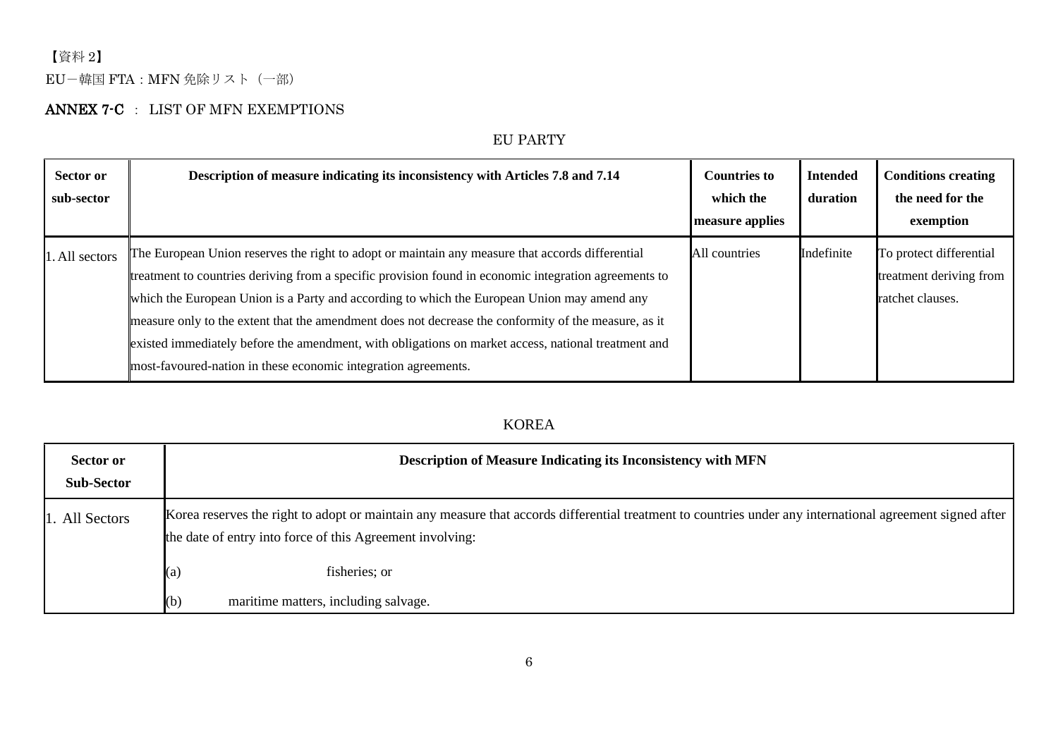【資料 2】

EU－韓国 FTA：MFN 免除リスト（一部）

## ANNEX 7-C ： LIST OF MFN EXEMPTIONS

### EU PARTY

| Sector or sub-sector | Description of measure indicating its inconsistency with Articles 7.8 and 7.14 | Countries to which the measure applies | Intended duration | Conditions creating the need for the exemption |
|---|---|---|---|---|
| 1. All sectors | The European Union reserves the right to adopt or maintain any measure that accords differential treatment to countries deriving from a specific provision found in economic integration agreements to which the European Union is a Party and according to which the European Union may amend any measure only to the extent that the amendment does not decrease the conformity of the measure, as it existed immediately before the amendment, with obligations on market access, national treatment and most-favoured-nation in these economic integration agreements. | All countries | Indefinite | To protect differential treatment deriving from ratchet clauses. |

### KOREA

| Sector or Sub-Sector | Description of Measure Indicating its Inconsistency with MFN |
|---|---|
| 1. All Sectors | Korea reserves the right to adopt or maintain any measure that accords differential treatment to countries under any international agreement signed after the date of entry into force of this Agreement involving:<br>(a) fisheries; or<br>(b) maritime matters, including salvage. |